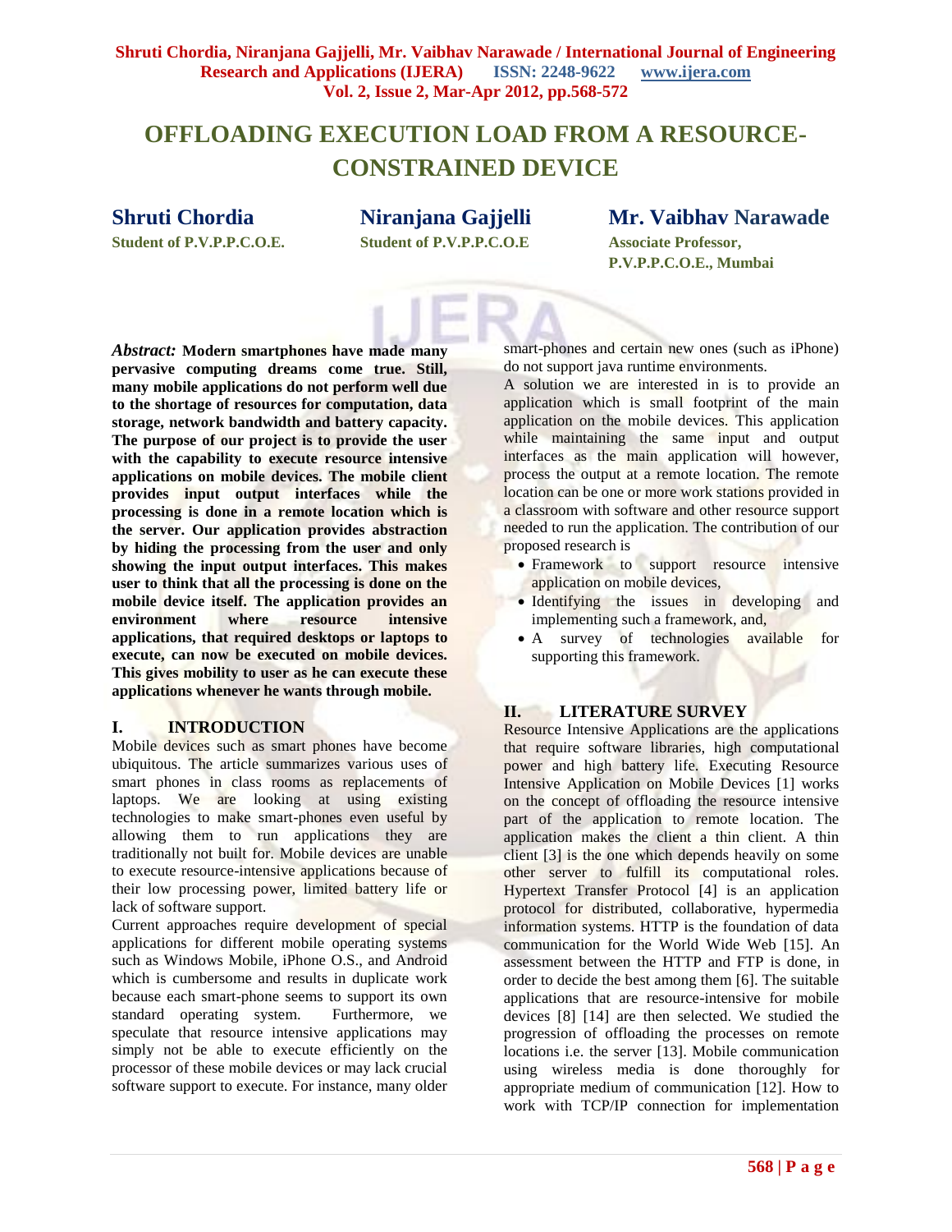# OFFLOADING EXECUTION LOAD FROM A RESOURCE-CONSTRAINED DEVICE

**Shruti Chordia**
Student of P.V.P.P.C.O.E.

**Niranjana Gajjelli**
Student of P.V.P.P.C.O.E

**Mr. Vaibhav Narawade**
Associate Professor,
P.V.P.P.C.O.E., Mumbai

***Abstract:*** **Modern smartphones have made many pervasive computing dreams come true. Still, many mobile applications do not perform well due to the shortage of resources for computation, data storage, network bandwidth and battery capacity. The purpose of our project is to provide the user with the capability to execute resource intensive applications on mobile devices. The mobile client provides input output interfaces while the processing is done in a remote location which is the server. Our application provides abstraction by hiding the processing from the user and only showing the input output interfaces. This makes user to think that all the processing is done on the mobile device itself. The application provides an environment where resource intensive applications, that required desktops or laptops to execute, can now be executed on mobile devices. This gives mobility to user as he can execute these applications whenever he wants through mobile.**

## I. INTRODUCTION

Mobile devices such as smart phones have become ubiquitous. The article summarizes various uses of smart phones in class rooms as replacements of laptops. We are looking at using existing technologies to make smart-phones even useful by allowing them to run applications they are traditionally not built for. Mobile devices are unable to execute resource-intensive applications because of their low processing power, limited battery life or lack of software support.

Current approaches require development of special applications for different mobile operating systems such as Windows Mobile, iPhone O.S., and Android which is cumbersome and results in duplicate work because each smart-phone seems to support its own standard operating system. Furthermore, we speculate that resource intensive applications may simply not be able to execute efficiently on the processor of these mobile devices or may lack crucial software support to execute. For instance, many older smart-phones and certain new ones (such as iPhone) do not support java runtime environments.

A solution we are interested in is to provide an application which is small footprint of the main application on the mobile devices. This application while maintaining the same input and output interfaces as the main application will however, process the output at a remote location. The remote location can be one or more work stations provided in a classroom with software and other resource support needed to run the application. The contribution of our proposed research is

- Framework to support resource intensive application on mobile devices,
- Identifying the issues in developing and implementing such a framework, and,
- A survey of technologies available for supporting this framework.

## II. LITERATURE SURVEY

Resource Intensive Applications are the applications that require software libraries, high computational power and high battery life. Executing Resource Intensive Application on Mobile Devices [1] works on the concept of offloading the resource intensive part of the application to remote location. The application makes the client a thin client. A thin client [3] is the one which depends heavily on some other server to fulfill its computational roles. Hypertext Transfer Protocol [4] is an application protocol for distributed, collaborative, hypermedia information systems. HTTP is the foundation of data communication for the World Wide Web [15]. An assessment between the HTTP and FTP is done, in order to decide the best among them [6]. The suitable applications that are resource-intensive for mobile devices [8] [14] are then selected. We studied the progression of offloading the processes on remote locations i.e. the server [13]. Mobile communication using wireless media is done thoroughly for appropriate medium of communication [12]. How to work with TCP/IP connection for implementation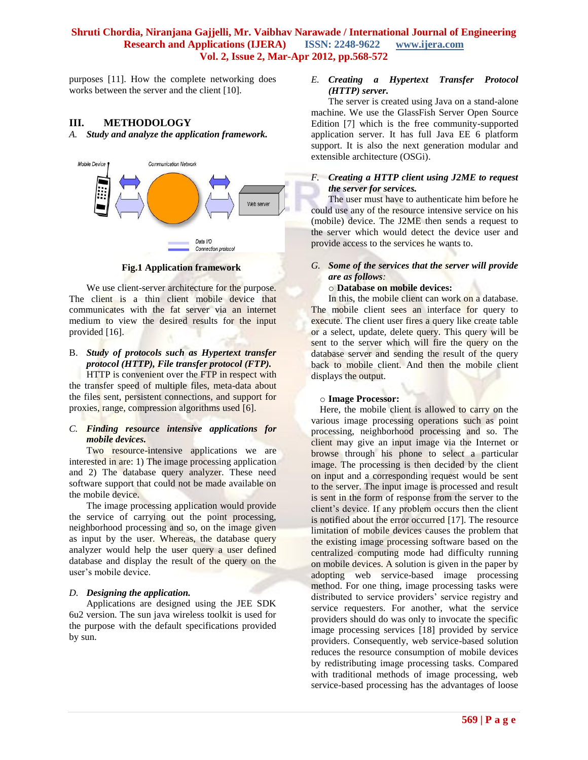purposes [11]. How the complete networking does works between the server and the client [10].

## III. METHODOLOGY

### *A. Study and analyze the application framework.*

**Fig.1 Application framework**

We use client-server architecture for the purpose. The client is a thin client mobile device that communicates with the fat server via an internet medium to view the desired results for the input provided [16].

### B. *Study of protocols such as Hypertext transfer protocol (HTTP), File transfer protocol (FTP).*

HTTP is convenient over the FTP in respect with the transfer speed of multiple files, meta-data about the files sent, persistent connections, and support for proxies, range, compression algorithms used [6].

### *C. Finding resource intensive applications for mobile devices.*

Two resource-intensive applications we are interested in are: 1) The image processing application and 2) The database query analyzer. These need software support that could not be made available on the mobile device.

The image processing application would provide the service of carrying out the point processing, neighborhood processing and so, on the image given as input by the user. Whereas, the database query analyzer would help the user query a user defined database and display the result of the query on the user's mobile device.

### *D. Designing the application.*

Applications are designed using the JEE SDK 6u2 version. The sun java wireless toolkit is used for the purpose with the default specifications provided by sun.

### *E. Creating a Hypertext Transfer Protocol (HTTP) server.*

The server is created using Java on a stand-alone machine. We use the GlassFish Server Open Source Edition [7] which is the free community-supported application server. It has full Java EE 6 platform support. It is also the next generation modular and extensible architecture (OSGi).

### *F. Creating a HTTP client using J2ME to request the server for services.*

The user must have to authenticate him before he could use any of the resource intensive service on his (mobile) device. The J2ME then sends a request to the server which would detect the device user and provide access to the services he wants to.

### *G. Some of the services that the server will provide are as follows:*

○ **Database on mobile devices:**

In this, the mobile client can work on a database. The mobile client sees an interface for query to execute. The client user fires a query like create table or a select, update, delete query. This query will be sent to the server which will fire the query on the database server and sending the result of the query back to mobile client. And then the mobile client displays the output.

○ **Image Processor:**

Here, the mobile client is allowed to carry on the various image processing operations such as point processing, neighborhood processing and so. The client may give an input image via the Internet or browse through his phone to select a particular image. The processing is then decided by the client on input and a corresponding request would be sent to the server. The input image is processed and result is sent in the form of response from the server to the client's device. If any problem occurs then the client is notified about the error occurred [17]. The resource limitation of mobile devices causes the problem that the existing image processing software based on the centralized computing mode had difficulty running on mobile devices. A solution is given in the paper by adopting web service-based image processing method. For one thing, image processing tasks were distributed to service providers' service registry and service requesters. For another, what the service providers should do was only to invocate the specific image processing services [18] provided by service providers. Consequently, web service-based solution reduces the resource consumption of mobile devices by redistributing image processing tasks. Compared with traditional methods of image processing, web service-based processing has the advantages of loose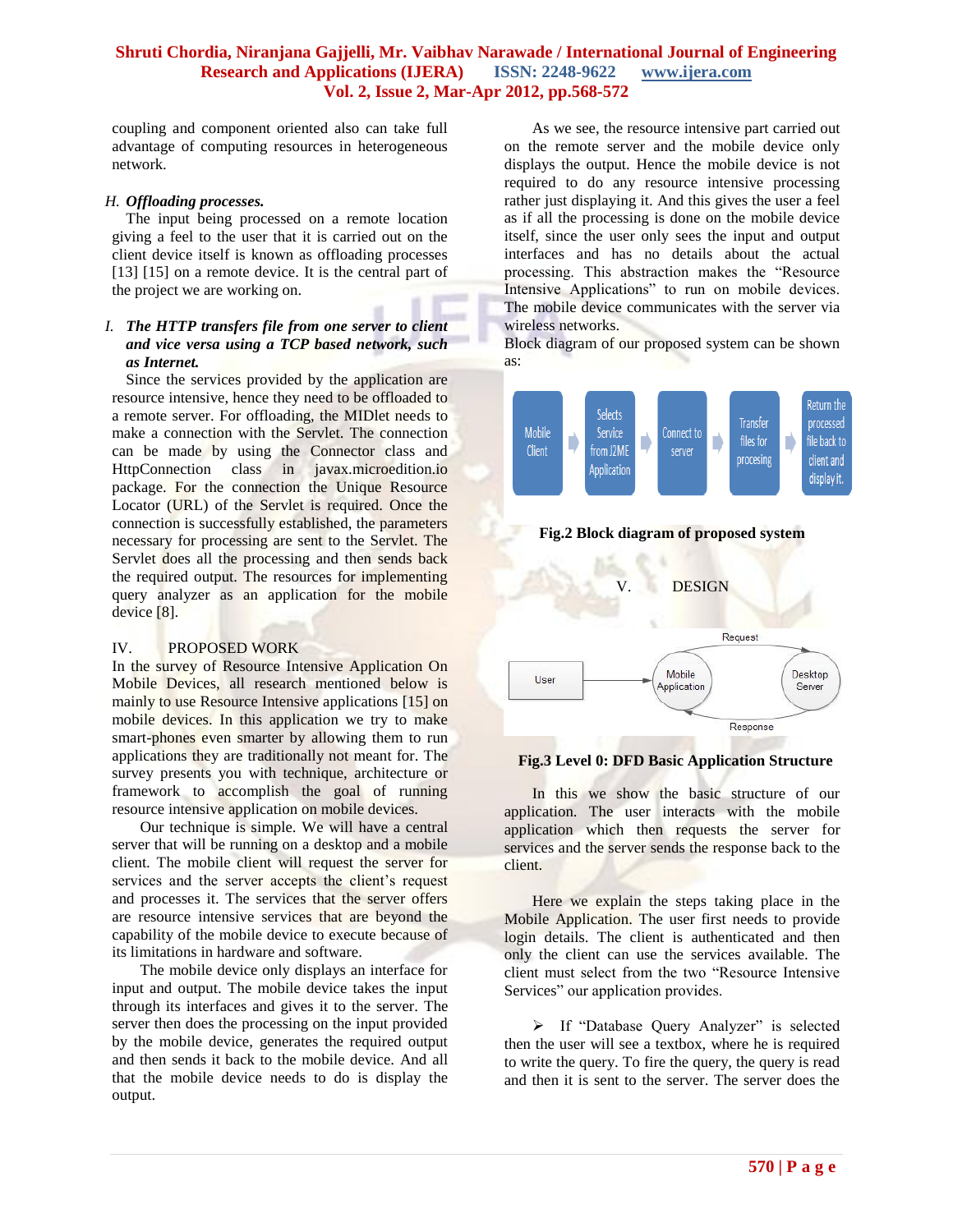coupling and component oriented also can take full advantage of computing resources in heterogeneous network.

### *H. Offloading processes.*

The input being processed on a remote location giving a feel to the user that it is carried out on the client device itself is known as offloading processes [13] [15] on a remote device. It is the central part of the project we are working on.

### *I. The HTTP transfers file from one server to client and vice versa using a TCP based network, such as Internet.*

Since the services provided by the application are resource intensive, hence they need to be offloaded to a remote server. For offloading, the MIDlet needs to make a connection with the Servlet. The connection can be made by using the Connector class and HttpConnection class in javax.microedition.io package. For the connection the Unique Resource Locator (URL) of the Servlet is required. Once the connection is successfully established, the parameters necessary for processing are sent to the Servlet. The Servlet does all the processing and then sends back the required output. The resources for implementing query analyzer as an application for the mobile device [8].

## IV. PROPOSED WORK

In the survey of Resource Intensive Application On Mobile Devices, all research mentioned below is mainly to use Resource Intensive applications [15] on mobile devices. In this application we try to make smart-phones even smarter by allowing them to run applications they are traditionally not meant for. The survey presents you with technique, architecture or framework to accomplish the goal of running resource intensive application on mobile devices.

Our technique is simple. We will have a central server that will be running on a desktop and a mobile client. The mobile client will request the server for services and the server accepts the client's request and processes it. The services that the server offers are resource intensive services that are beyond the capability of the mobile device to execute because of its limitations in hardware and software.

The mobile device only displays an interface for input and output. The mobile device takes the input through its interfaces and gives it to the server. The server then does the processing on the input provided by the mobile device, generates the required output and then sends it back to the mobile device. And all that the mobile device needs to do is display the output.

As we see, the resource intensive part carried out on the remote server and the mobile device only displays the output. Hence the mobile device is not required to do any resource intensive processing rather just displaying it. And this gives the user a feel as if all the processing is done on the mobile device itself, since the user only sees the input and output interfaces and has no details about the actual processing. This abstraction makes the "Resource Intensive Applications" to run on mobile devices. The mobile device communicates with the server via wireless networks.

Block diagram of our proposed system can be shown as:

Mobile Client → Selects Service from J2ME Application → Connect to server → Transfer files for procesing → Return the processed file back to client and display it.

**Fig.2 Block diagram of proposed system**

## V. DESIGN

User → Mobile Application —Request→ Desktop Server —Response→ Mobile Application

**Fig.3 Level 0: DFD Basic Application Structure**

In this we show the basic structure of our application. The user interacts with the mobile application which then requests the server for services and the server sends the response back to the client.

Here we explain the steps taking place in the Mobile Application. The user first needs to provide login details. The client is authenticated and then only the client can use the services available. The client must select from the two "Resource Intensive Services" our application provides.

- If "Database Query Analyzer" is selected then the user will see a textbox, where he is required to write the query. To fire the query, the query is read and then it is sent to the server. The server does the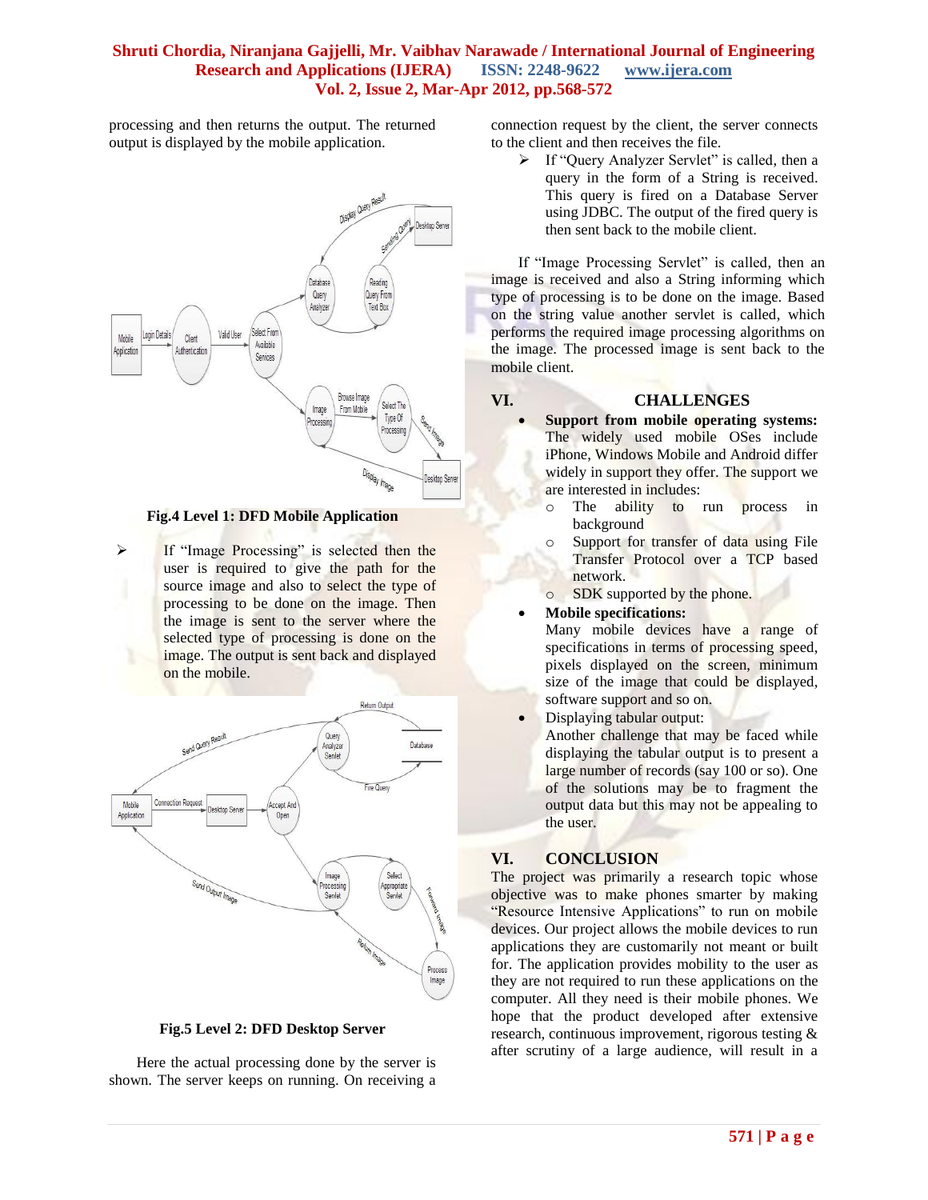processing and then returns the output. The returned output is displayed by the mobile application.

Fig.4 Level 1: DFD Mobile Application

- If "Image Processing" is selected then the user is required to give the path for the source image and also to select the type of processing to be done on the image. Then the image is sent to the server where the selected type of processing is done on the image. The output is sent back and displayed on the mobile.

Fig.5 Level 2: DFD Desktop Server

Here the actual processing done by the server is shown. The server keeps on running. On receiving a connection request by the client, the server connects to the client and then receives the file.

- If "Query Analyzer Servlet" is called, then a query in the form of a String is received. This query is fired on a Database Server using JDBC. The output of the fired query is then sent back to the mobile client.

If "Image Processing Servlet" is called, then an image is received and also a String informing which type of processing is to be done on the image. Based on the string value another servlet is called, which performs the required image processing algorithms on the image. The processed image is sent back to the mobile client.

## VI. CHALLENGES

- **Support from mobile operating systems:** The widely used mobile OSes include iPhone, Windows Mobile and Android differ widely in support they offer. The support we are interested in includes:
  - The ability to run process in background
  - Support for transfer of data using File Transfer Protocol over a TCP based network.
  - SDK supported by the phone.
- **Mobile specifications:** Many mobile devices have a range of specifications in terms of processing speed, pixels displayed on the screen, minimum size of the image that could be displayed, software support and so on.
- Displaying tabular output: Another challenge that may be faced while displaying the tabular output is to present a large number of records (say 100 or so). One of the solutions may be to fragment the output data but this may not be appealing to the user.

## VI. CONCLUSION

The project was primarily a research topic whose objective was to make phones smarter by making "Resource Intensive Applications" to run on mobile devices. Our project allows the mobile devices to run applications they are customarily not meant or built for. The application provides mobility to the user as they are not required to run these applications on the computer. All they need is their mobile phones. We hope that the product developed after extensive research, continuous improvement, rigorous testing & after scrutiny of a large audience, will result in a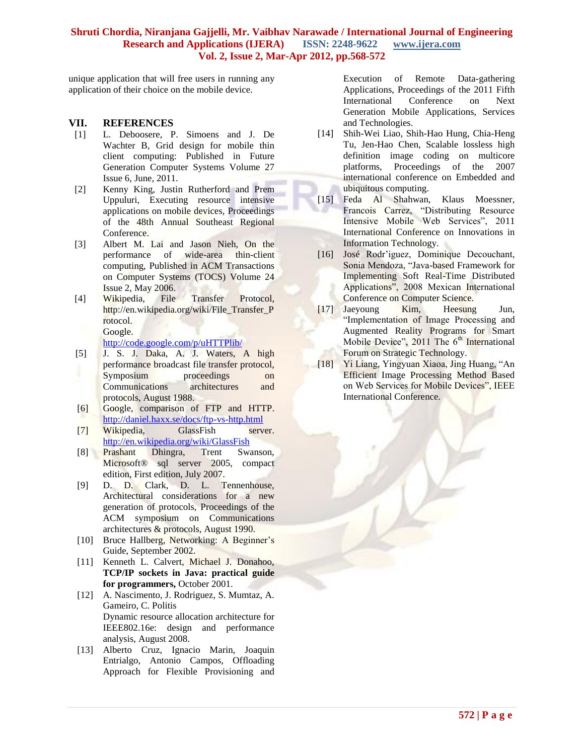unique application that will free users in running any application of their choice on the mobile device.

## VII. REFERENCES

[1] L. Deboosere, P. Simoens and J. De Wachter B, Grid design for mobile thin client computing: Published in Future Generation Computer Systems Volume 27 Issue 6, June, 2011.

[2] Kenny King, Justin Rutherford and Prem Uppuluri, Executing resource intensive applications on mobile devices, Proceedings of the 48th Annual Southeast Regional Conference.

[3] Albert M. Lai and Jason Nieh, On the performance of wide-area thin-client computing, Published in ACM Transactions on Computer Systems (TOCS) Volume 24 Issue 2, May 2006.

[4] Wikipedia, File Transfer Protocol, http://en.wikipedia.org/wiki/File_Transfer_Protocol.
Google.
http://code.google.com/p/uHTTPlib/

[5] J. S. J. Daka, A. J. Waters, A high performance broadcast file transfer protocol, Symposium proceedings on Communications architectures and protocols, August 1988.

[6] Google, comparison of FTP and HTTP. http://daniel.haxx.se/docs/ftp-vs-http.html

[7] Wikipedia, GlassFish server. http://en.wikipedia.org/wiki/GlassFish

[8] Prashant Dhingra, Trent Swanson, Microsoft® sql server 2005, compact edition, First edition, July 2007.

[9] D. D. Clark, D. L. Tennenhouse, Architectural considerations for a new generation of protocols, Proceedings of the ACM symposium on Communications architectures & protocols, August 1990.

[10] Bruce Hallberg, Networking: A Beginner's Guide, September 2002.

[11] Kenneth L. Calvert, Michael J. Donahoo, **TCP/IP sockets in Java: practical guide for programmers,** October 2001.

[12] A. Nascimento, J. Rodriguez, S. Mumtaz, A. Gameiro, C. Politis
Dynamic resource allocation architecture for IEEE802.16e: design and performance analysis, August 2008.

[13] Alberto Cruz, Ignacio Marin, Joaquin Entrialgo, Antonio Campos, Offloading Approach for Flexible Provisioning and Execution of Remote Data-gathering Applications, Proceedings of the 2011 Fifth International Conference on Next Generation Mobile Applications, Services and Technologies.

[14] Shih-Wei Liao, Shih-Hao Hung, Chia-Heng Tu, Jen-Hao Chen, Scalable lossless high definition image coding on multicore platforms, Proceedings of the 2007 international conference on Embedded and ubiquitous computing.

[15] Feda Al Shahwan, Klaus Moessner, Francois Carrez, "Distributing Resource Intensive Mobile Web Services", 2011 International Conference on Innovations in Information Technology.

[16] José Rodr'iguez, Dominique Decouchant, Sonia Mendoza, "Java-based Framework for Implementing Soft Real-Time Distributed Applications", 2008 Mexican International Conference on Computer Science.

[17] Jaeyoung Kim, Heesung Jun, "Implementation of Image Processing and Augmented Reality Programs for Smart Mobile Device", 2011 The 6th International Forum on Strategic Technology.

[18] Yi Liang, Yingyuan Xiaoa, Jing Huang, "An Efficient Image Processing Method Based on Web Services for Mobile Devices", IEEE International Conference.